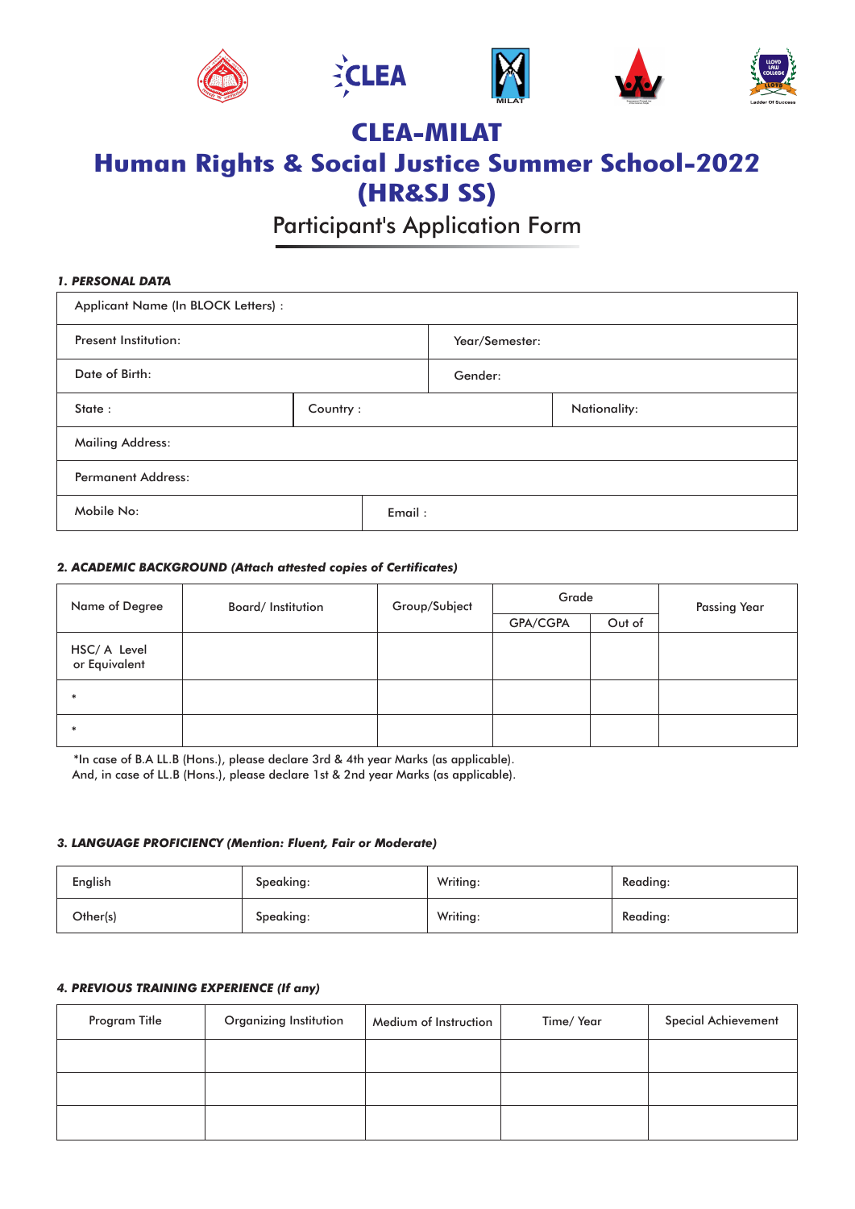# CLEA-MILAT
# Human Rights & Social Justice Summer School-2022 (HR&SJ SS)

## Participant's Application Form

### *1. PERSONAL DATA*

| Applicant Name (In BLOCK Letters) : | | |
|---|---|---|
| Present Institution: | Year/Semester: | |
| Date of Birth: | Gender: | |
| State : | Country : | Nationality: |
| Mailing Address: | | |
| Permanent Address: | | |
| Mobile No: | Email : | |

### *2. ACADEMIC BACKGROUND (Attach attested copies of Certificates)*

| Name of Degree | Board/ Institution | Group/Subject | Grade | | Passing Year |
|---|---|---|---|---|---|
| | | | GPA/CGPA | Out of | |
| HSC/ A Level or Equivalent | | | | | |
| * | | | | | |
| * | | | | | |

*In case of B.A LL.B (Hons.), please declare 3rd & 4th year Marks (as applicable).
And, in case of LL.B (Hons.), please declare 1st & 2nd year Marks (as applicable).

### *3. LANGUAGE PROFICIENCY (Mention: Fluent, Fair or Moderate)*

| English | Speaking: | Writing: | Reading: |
|---|---|---|---|
| Other(s) | Speaking: | Writing: | Reading: |

### *4. PREVIOUS TRAINING EXPERIENCE (If any)*

| Program Title | Organizing Institution | Medium of Instruction | Time/ Year | Special Achievement |
|---|---|---|---|---|
| | | | | |
| | | | | |
| | | | | |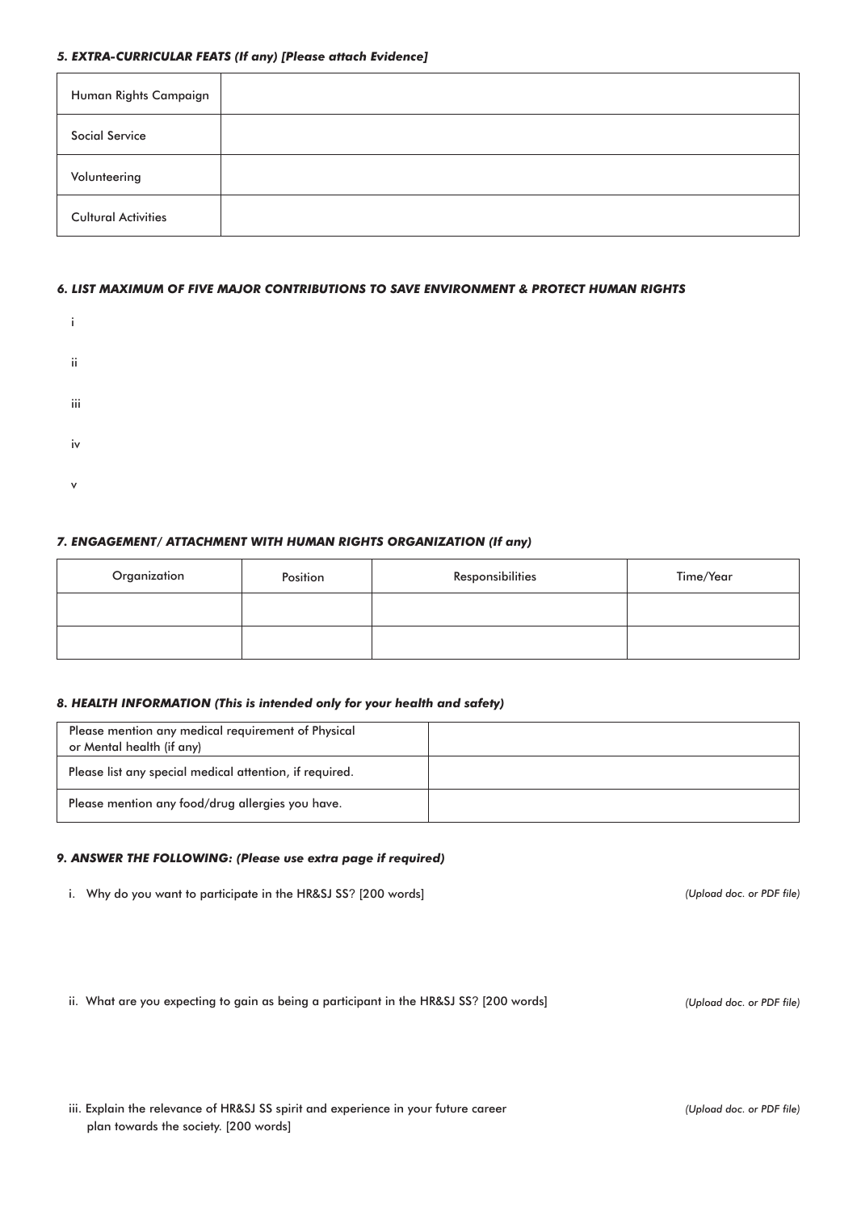### *5. EXTRA-CURRICULAR FEATS (If any) [Please attach Evidence]*

| | |
|---|---|
| Human Rights Campaign | |
| Social Service | |
| Volunteering | |
| Cultural Activities | |

### *6. LIST MAXIMUM OF FIVE MAJOR CONTRIBUTIONS TO SAVE ENVIRONMENT & PROTECT HUMAN RIGHTS*

i

ii

iii

iv

v

### *7. ENGAGEMENT/ ATTACHMENT WITH HUMAN RIGHTS ORGANIZATION (If any)*

| Organization | Position | Responsibilities | Time/Year |
|---|---|---|---|
| | | | |
| | | | |

### *8. HEALTH INFORMATION (This is intended only for your health and safety)*

| | |
|---|---|
| Please mention any medical requirement of Physical or Mental health (if any) | |
| Please list any special medical attention, if required. | |
| Please mention any food/drug allergies you have. | |

### *9. ANSWER THE FOLLOWING: (Please use extra page if required)*

i. Why do you want to participate in the HR&SJ SS? [200 words] *(Upload doc. or PDF file)*

ii. What are you expecting to gain as being a participant in the HR&SJ SS? [200 words] *(Upload doc. or PDF file)*

iii. Explain the relevance of HR&SJ SS spirit and experience in your future career plan towards the society. [200 words] *(Upload doc. or PDF file)*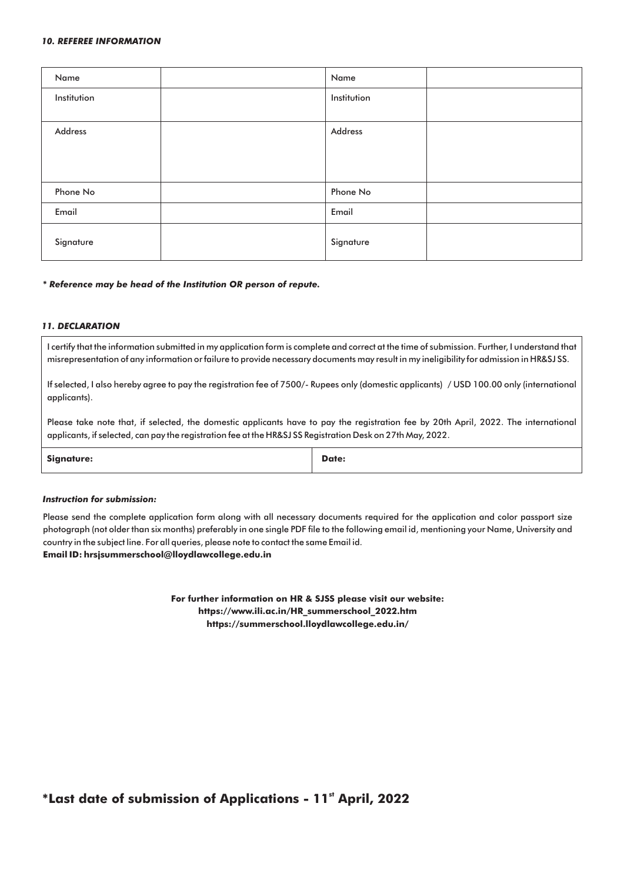#### *10. REFEREE INFORMATION*

| | | | |
|---|---|---|---|
| Name | | Name | |
| Institution | | Institution | |
| Address | | Address | |
| Phone No | | Phone No | |
| Email | | Email | |
| Signature | | Signature | |

***\* Reference may be head of the Institution OR person of repute.***

#### *11. DECLARATION*

I certify that the information submitted in my application form is complete and correct at the time of submission. Further, I understand that misrepresentation of any information or failure to provide necessary documents may result in my ineligibility for admission in HR&SJ SS.

If selected, I also hereby agree to pay the registration fee of 7500/- Rupees only (domestic applicants) / USD 100.00 only (international applicants).

Please take note that, if selected, the domestic applicants have to pay the registration fee by 20th April, 2022. The international applicants, if selected, can pay the registration fee at the HR&SJ SS Registration Desk on 27th May, 2022.

| | |
|---|---|
| **Signature:** | **Date:** |

***Instruction for submission:***

Please send the complete application form along with all necessary documents required for the application and color passport size photograph (not older than six months) preferably in one single PDF file to the following email id, mentioning your Name, University and country in the subject line. For all queries, please note to contact the same Email id.

**Email ID: hrsjsummerschool@lloydlawcollege.edu.in**

**For further information on HR & SJSS please visit our website:**
**https://www.ili.ac.in/HR_summerschool_2022.htm**
**https://summerschool.lloydlawcollege.edu.in/**

## *Last date of submission of Applications - 11st April, 2022